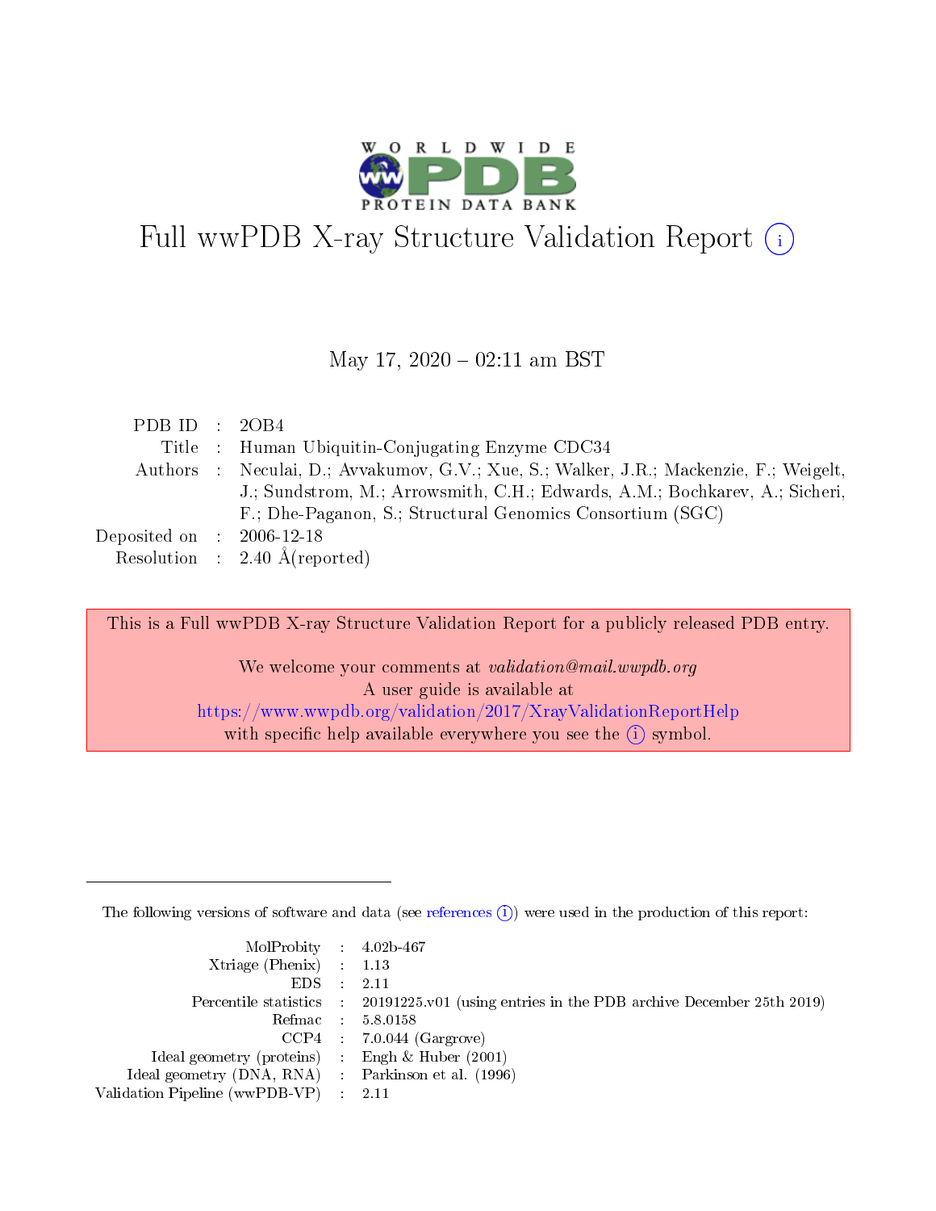# Full wwPDB X-ray Structure Validation Report (i)

May 17, 2020 – 02:11 am BST

| | | |
|---|---|---|
| PDB ID | : | 2OB4 |
| Title | : | Human Ubiquitin-Conjugating Enzyme CDC34 |
| Authors | : | Neculai, D.; Avvakumov, G.V.; Xue, S.; Walker, J.R.; Mackenzie, F.; Weigelt, J.; Sundstrom, M.; Arrowsmith, C.H.; Edwards, A.M.; Bochkarev, A.; Sicheri, F.; Dhe-Paganon, S.; Structural Genomics Consortium (SGC) |
| Deposited on | : | 2006-12-18 |
| Resolution | : | 2.40 Å(reported) |

This is a Full wwPDB X-ray Structure Validation Report for a publicly released PDB entry.

We welcome your comments at *validation@mail.wwpdb.org*
A user guide is available at
https://www.wwpdb.org/validation/2017/XrayValidationReportHelp
with specific help available everywhere you see the (i) symbol.

---

The following versions of software and data (see references (i)) were used in the production of this report:

| | | |
|---|---|---|
| MolProbity | : | 4.02b-467 |
| Xtriage (Phenix) | : | 1.13 |
| EDS | : | 2.11 |
| Percentile statistics | : | 20191225.v01 (using entries in the PDB archive December 25th 2019) |
| Refmac | : | 5.8.0158 |
| CCP4 | : | 7.0.044 (Gargrove) |
| Ideal geometry (proteins) | : | Engh & Huber (2001) |
| Ideal geometry (DNA, RNA) | : | Parkinson et al. (1996) |
| Validation Pipeline (wwPDB-VP) | : | 2.11 |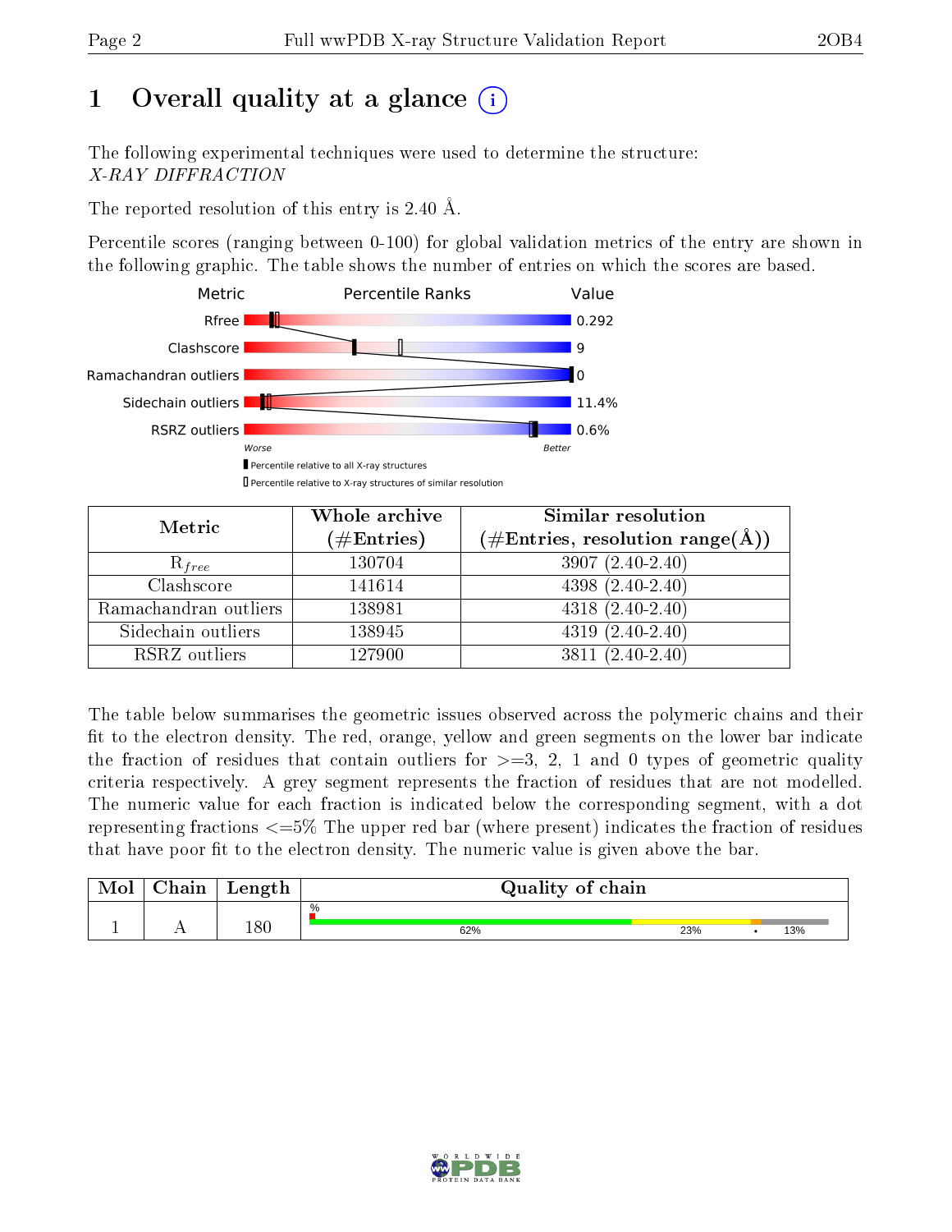# 1 Overall quality at a glance (i)

The following experimental techniques were used to determine the structure:
*X-RAY DIFFRACTION*

The reported resolution of this entry is 2.40 Å.

Percentile scores (ranging between 0-100) for global validation metrics of the entry are shown in the following graphic. The table shows the number of entries on which the scores are based.

| Metric | Value |
|---|---|
| Rfree | 0.292 |
| Clashscore | 9 |
| Ramachandran outliers | 0 |
| Sidechain outliers | 11.4% |
| RSRZ outliers | 0.6% |

Worse — Better

▮ Percentile relative to all X-ray structures
▯ Percentile relative to X-ray structures of similar resolution

| Metric | Whole archive (#Entries) | Similar resolution (#Entries, resolution range(Å)) |
|---|---|---|
| $R_{free}$ | 130704 | 3907 (2.40-2.40) |
| Clashscore | 141614 | 4398 (2.40-2.40) |
| Ramachandran outliers | 138981 | 4318 (2.40-2.40) |
| Sidechain outliers | 138945 | 4319 (2.40-2.40) |
| RSRZ outliers | 127900 | 3811 (2.40-2.40) |

The table below summarises the geometric issues observed across the polymeric chains and their fit to the electron density. The red, orange, yellow and green segments on the lower bar indicate the fraction of residues that contain outliers for >=3, 2, 1 and 0 types of geometric quality criteria respectively. A grey segment represents the fraction of residues that are not modelled. The numeric value for each fraction is indicated below the corresponding segment, with a dot representing fractions <=5% The upper red bar (where present) indicates the fraction of residues that have poor fit to the electron density. The numeric value is given above the bar.

| Mol | Chain | Length | Quality of chain |
|---|---|---|---|
| 1 | A | 180 | % 62% 23% • 13% |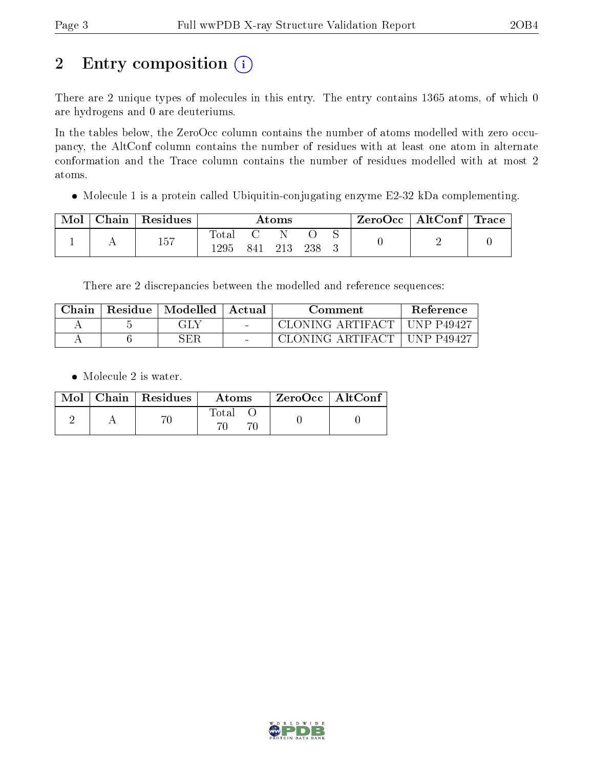# 2 Entry composition

There are 2 unique types of molecules in this entry. The entry contains 1365 atoms, of which 0 are hydrogens and 0 are deuteriums.

In the tables below, the ZeroOcc column contains the number of atoms modelled with zero occupancy, the AltConf column contains the number of residues with at least one atom in alternate conformation and the Trace column contains the number of residues modelled with at most 2 atoms.

- Molecule 1 is a protein called Ubiquitin-conjugating enzyme E2-32 kDa complementing.

| Mol | Chain | Residues | Atoms | | | | | ZeroOcc | AltConf | Trace |
|---|---|---|---|---|---|---|---|---|---|---|
| 1 | A | 157 | Total<br>1295 | C<br>841 | N<br>213 | O<br>238 | S<br>3 | 0 | 2 | 0 |

There are 2 discrepancies between the modelled and reference sequences:

| Chain | Residue | Modelled | Actual | Comment | Reference |
|---|---|---|---|---|---|
| A | 5 | GLY | - | CLONING ARTIFACT | UNP P49427 |
| A | 6 | SER | - | CLONING ARTIFACT | UNP P49427 |

- Molecule 2 is water.

| Mol | Chain | Residues | Atoms | | ZeroOcc | AltConf |
|---|---|---|---|---|---|---|
| 2 | A | 70 | Total<br>70 | O<br>70 | 0 | 0 |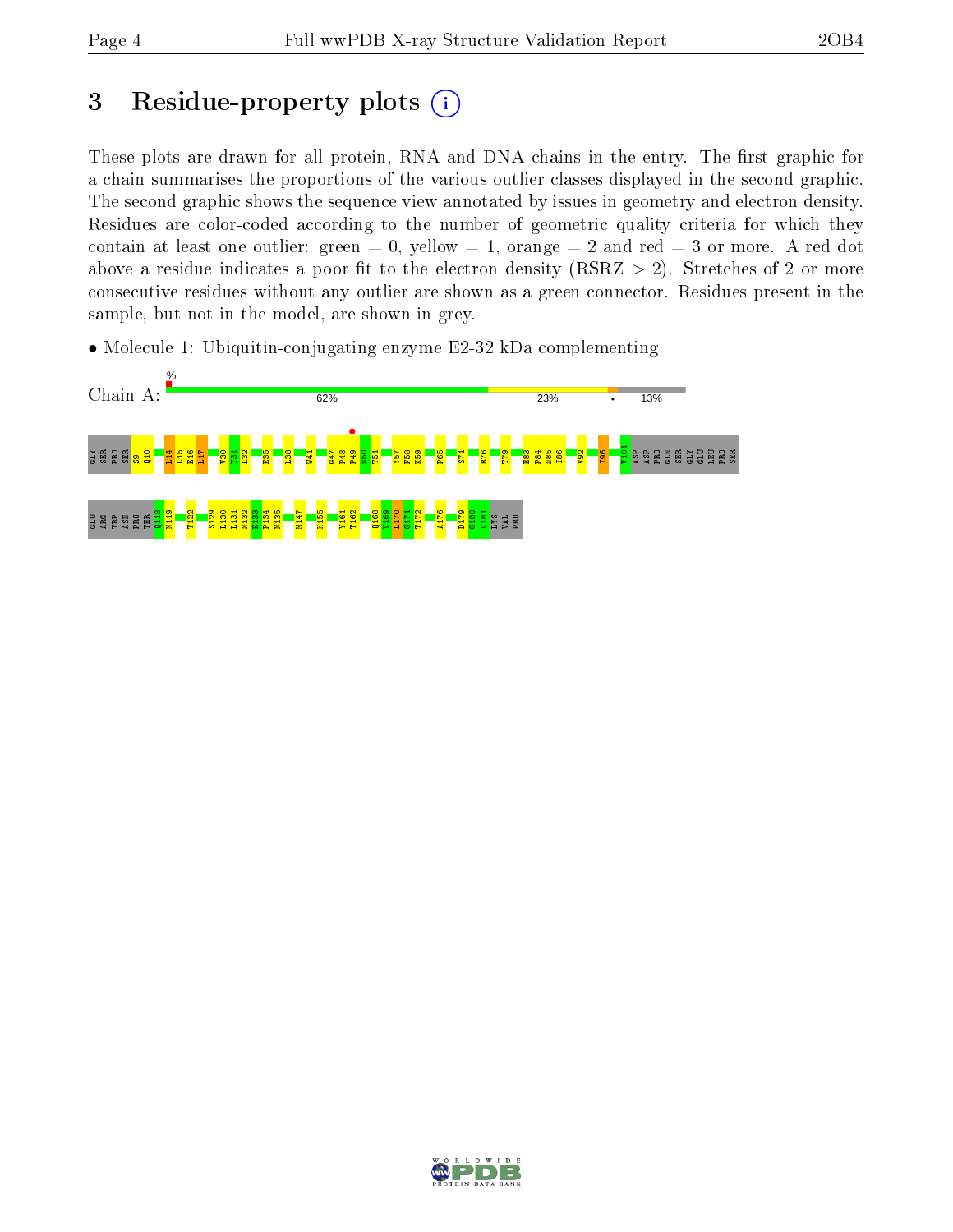# 3 Residue-property plots

These plots are drawn for all protein, RNA and DNA chains in the entry. The first graphic for a chain summarises the proportions of the various outlier classes displayed in the second graphic. The second graphic shows the sequence view annotated by issues in geometry and electron density. Residues are color-coded according to the number of geometric quality criteria for which they contain at least one outlier: green = 0, yellow = 1, orange = 2 and red = 3 or more. A red dot above a residue indicates a poor fit to the electron density (RSRZ > 2). Stretches of 2 or more consecutive residues without any outlier are shown as a green connector. Residues present in the sample, but not in the model, are shown in grey.

- Molecule 1: Ubiquitin-conjugating enzyme E2-32 kDa complementing

Chain A: % 62% 23% • 13%

GLY SER PRO SER S9 Q10 L14 L15 E16 L17 V30 T31 L32 E35 L38 W41 G47 P48 P49 N50 T51 Y57 F58 K59 P65 S71 R76 T79 H83 P84 N85 I86 V92 I96 V101 ASP ASP PRO GLN SER GLY GLU LEU PRO SER

GLU ARG TRP ASN PRO THR Q118 N119 T122 S129 L130 L131 N132 E133 F134 N135 M147 K155 Y161 T162 Q168 V169 L170 G171 T172 A176 D179 G180 V181 LYS VAL PRO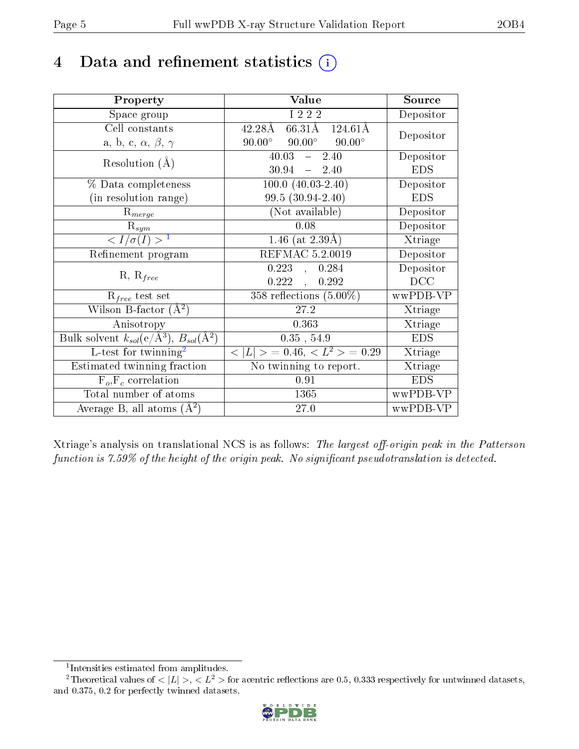# 4 Data and refinement statistics

| Property | Value | Source |
|---|---|---|
| Space group | I 2 2 2 | Depositor |
| Cell constants<br>a, b, c, $\alpha$, $\beta$, $\gamma$ | 42.28Å 66.31Å 124.61Å<br>90.00° 90.00° 90.00° | Depositor |
| Resolution (Å) | 40.03 – 2.40<br>30.94 – 2.40 | Depositor<br>EDS |
| % Data completeness<br>(in resolution range) | 100.0 (40.03-2.40)<br>99.5 (30.94-2.40) | Depositor<br>EDS |
| $R_{merge}$ | (Not available) | Depositor |
| $R_{sym}$ | 0.08 | Depositor |
| $< I/\sigma(I) >$ [1] | 1.46 (at 2.39Å) | Xtriage |
| Refinement program | REFMAC 5.2.0019 | Depositor |
| R, $R_{free}$ | 0.223 , 0.284<br>0.222 , 0.292 | Depositor<br>DCC |
| $R_{free}$ test set | 358 reflections (5.00%) | wwPDB-VP |
| Wilson B-factor (Å$^2$) | 27.2 | Xtriage |
| Anisotropy | 0.363 | Xtriage |
| Bulk solvent $k_{sol}$(e/Å$^3$), $B_{sol}$(Å$^2$) | 0.35 , 54.9 | EDS |
| L-test for twinning[2] | $< \|L\| >$ = 0.46, $< L^2 >$ = 0.29 | Xtriage |
| Estimated twinning fraction | No twinning to report. | Xtriage |
| $F_o$,$F_c$ correlation | 0.91 | EDS |
| Total number of atoms | 1365 | wwPDB-VP |
| Average B, all atoms (Å$^2$) | 27.0 | wwPDB-VP |

Xtriage's analysis on translational NCS is as follows: *The largest off-origin peak in the Patterson function is 7.59% of the height of the origin peak. No significant pseudotranslation is detected.*

[1] Intensities estimated from amplitudes.

[2] Theoretical values of $< |L| >$, $< L^2 >$ for acentric reflections are 0.5, 0.333 respectively for untwinned datasets, and 0.375, 0.2 for perfectly twinned datasets.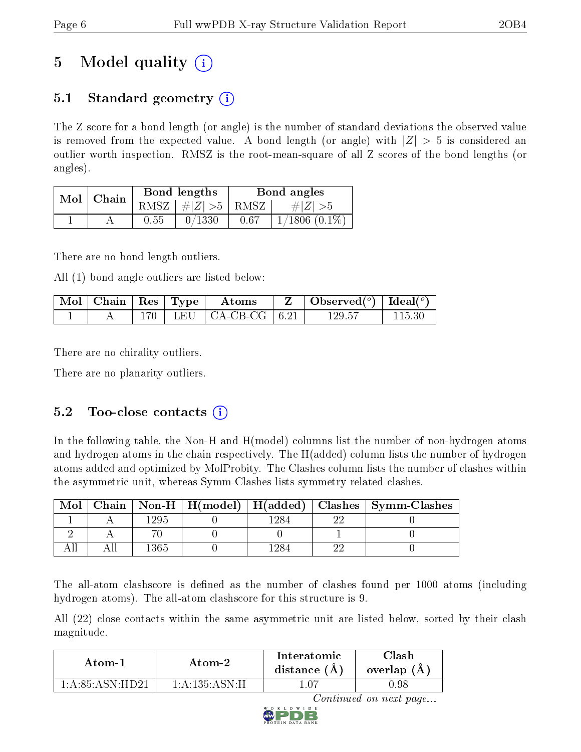# 5 Model quality (i)

## 5.1 Standard geometry (i)

The Z score for a bond length (or angle) is the number of standard deviations the observed value is removed from the expected value. A bond length (or angle) with $|Z| > 5$ is considered an outlier worth inspection. RMSZ is the root-mean-square of all Z scores of the bond lengths (or angles).

| Mol | Chain | Bond lengths | | Bond angles | |
|---|---|---|---|---|---|
| | | RMSZ | $\#\|Z\| > 5$ | RMSZ | $\#\|Z\| > 5$ |
| 1 | A | 0.55 | 0/1330 | 0.67 | 1/1806 (0.1%) |

There are no bond length outliers.

All (1) bond angle outliers are listed below:

| Mol | Chain | Res | Type | Atoms | Z | Observed($^o$) | Ideal($^o$) |
|---|---|---|---|---|---|---|---|
| 1 | A | 170 | LEU | CA-CB-CG | 6.21 | 129.57 | 115.30 |

There are no chirality outliers.

There are no planarity outliers.

## 5.2 Too-close contacts (i)

In the following table, the Non-H and H(model) columns list the number of non-hydrogen atoms and hydrogen atoms in the chain respectively. The H(added) column lists the number of hydrogen atoms added and optimized by MolProbity. The Clashes column lists the number of clashes within the asymmetric unit, whereas Symm-Clashes lists symmetry related clashes.

| Mol | Chain | Non-H | H(model) | H(added) | Clashes | Symm-Clashes |
|---|---|---|---|---|---|---|
| 1 | A | 1295 | 0 | 1284 | 22 | 0 |
| 2 | A | 70 | 0 | 0 | 1 | 0 |
| All | All | 1365 | 0 | 1284 | 22 | 0 |

The all-atom clashscore is defined as the number of clashes found per 1000 atoms (including hydrogen atoms). The all-atom clashscore for this structure is 9.

All (22) close contacts within the same asymmetric unit are listed below, sorted by their clash magnitude.

| Atom-1 | Atom-2 | Interatomic distance (Å) | Clash overlap (Å) |
|---|---|---|---|
| 1:A:85:ASN:HD21 | 1:A:135:ASN:H | 1.07 | 0.98 |

*Continued on next page...*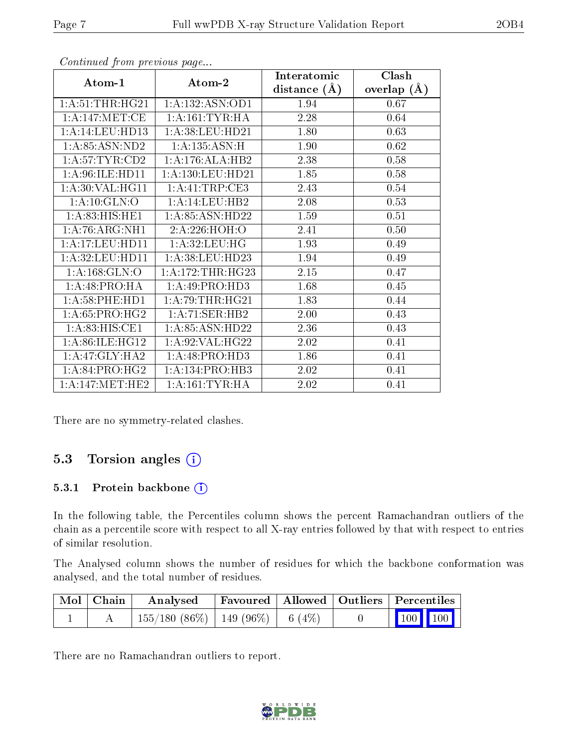*Continued from previous page...*

| Atom-1 | Atom-2 | Interatomic distance (Å) | Clash overlap (Å) |
|---|---|---|---|
| 1:A:51:THR:HG21 | 1:A:132:ASN:OD1 | 1.94 | 0.67 |
| 1:A:147:MET:CE | 1:A:161:TYR:HA | 2.28 | 0.64 |
| 1:A:14:LEU:HD13 | 1:A:38:LEU:HD21 | 1.80 | 0.63 |
| 1:A:85:ASN:ND2 | 1:A:135:ASN:H | 1.90 | 0.62 |
| 1:A:57:TYR:CD2 | 1:A:176:ALA:HB2 | 2.38 | 0.58 |
| 1:A:96:ILE:HD11 | 1:A:130:LEU:HD21 | 1.85 | 0.58 |
| 1:A:30:VAL:HG11 | 1:A:41:TRP:CE3 | 2.43 | 0.54 |
| 1:A:10:GLN:O | 1:A:14:LEU:HB2 | 2.08 | 0.53 |
| 1:A:83:HIS:HE1 | 1:A:85:ASN:HD22 | 1.59 | 0.51 |
| 1:A:76:ARG:NH1 | 2:A:226:HOH:O | 2.41 | 0.50 |
| 1:A:17:LEU:HD11 | 1:A:32:LEU:HG | 1.93 | 0.49 |
| 1:A:32:LEU:HD11 | 1:A:38:LEU:HD23 | 1.94 | 0.49 |
| 1:A:168:GLN:O | 1:A:172:THR:HG23 | 2.15 | 0.47 |
| 1:A:48:PRO:HA | 1:A:49:PRO:HD3 | 1.68 | 0.45 |
| 1:A:58:PHE:HD1 | 1:A:79:THR:HG21 | 1.83 | 0.44 |
| 1:A:65:PRO:HG2 | 1:A:71:SER:HB2 | 2.00 | 0.43 |
| 1:A:83:HIS:CE1 | 1:A:85:ASN:HD22 | 2.36 | 0.43 |
| 1:A:86:ILE:HG12 | 1:A:92:VAL:HG22 | 2.02 | 0.41 |
| 1:A:47:GLY:HA2 | 1:A:48:PRO:HD3 | 1.86 | 0.41 |
| 1:A:84:PRO:HG2 | 1:A:134:PRO:HB3 | 2.02 | 0.41 |
| 1:A:147:MET:HE2 | 1:A:161:TYR:HA | 2.02 | 0.41 |

There are no symmetry-related clashes.

## 5.3 Torsion angles

### 5.3.1 Protein backbone

In the following table, the Percentiles column shows the percent Ramachandran outliers of the chain as a percentile score with respect to all X-ray entries followed by that with respect to entries of similar resolution.

The Analysed column shows the number of residues for which the backbone conformation was analysed, and the total number of residues.

| Mol | Chain | Analysed | Favoured | Allowed | Outliers | Percentiles | |
|---|---|---|---|---|---|---|---|
| 1 | A | 155/180 (86%) | 149 (96%) | 6 (4%) | 0 | 100 | 100 |

There are no Ramachandran outliers to report.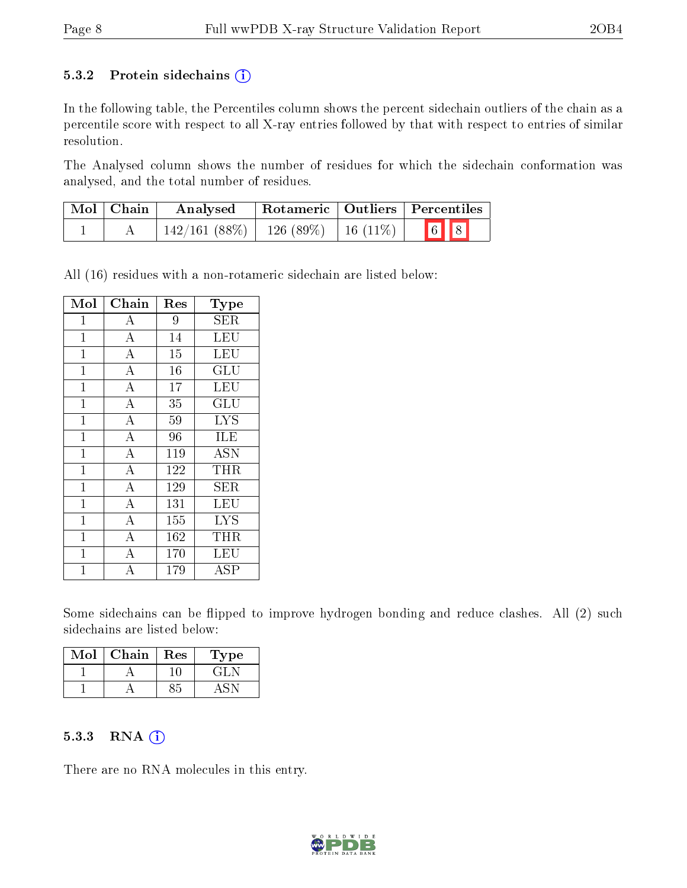### 5.3.2 Protein sidechains (i)

In the following table, the Percentiles column shows the percent sidechain outliers of the chain as a percentile score with respect to all X-ray entries followed by that with respect to entries of similar resolution.

The Analysed column shows the number of residues for which the sidechain conformation was analysed, and the total number of residues.

| Mol | Chain | Analysed | Rotameric | Outliers | Percentiles |
|---|---|---|---|---|---|
| 1 | A | 142/161 (88%) | 126 (89%) | 16 (11%) | 6 8 |

All (16) residues with a non-rotameric sidechain are listed below:

| Mol | Chain | Res | Type |
|---|---|---|---|
| 1 | A | 9 | SER |
| 1 | A | 14 | LEU |
| 1 | A | 15 | LEU |
| 1 | A | 16 | GLU |
| 1 | A | 17 | LEU |
| 1 | A | 35 | GLU |
| 1 | A | 59 | LYS |
| 1 | A | 96 | ILE |
| 1 | A | 119 | ASN |
| 1 | A | 122 | THR |
| 1 | A | 129 | SER |
| 1 | A | 131 | LEU |
| 1 | A | 155 | LYS |
| 1 | A | 162 | THR |
| 1 | A | 170 | LEU |
| 1 | A | 179 | ASP |

Some sidechains can be flipped to improve hydrogen bonding and reduce clashes. All (2) such sidechains are listed below:

| Mol | Chain | Res | Type |
|---|---|---|---|
| 1 | A | 10 | GLN |
| 1 | A | 85 | ASN |

### 5.3.3 RNA (i)

There are no RNA molecules in this entry.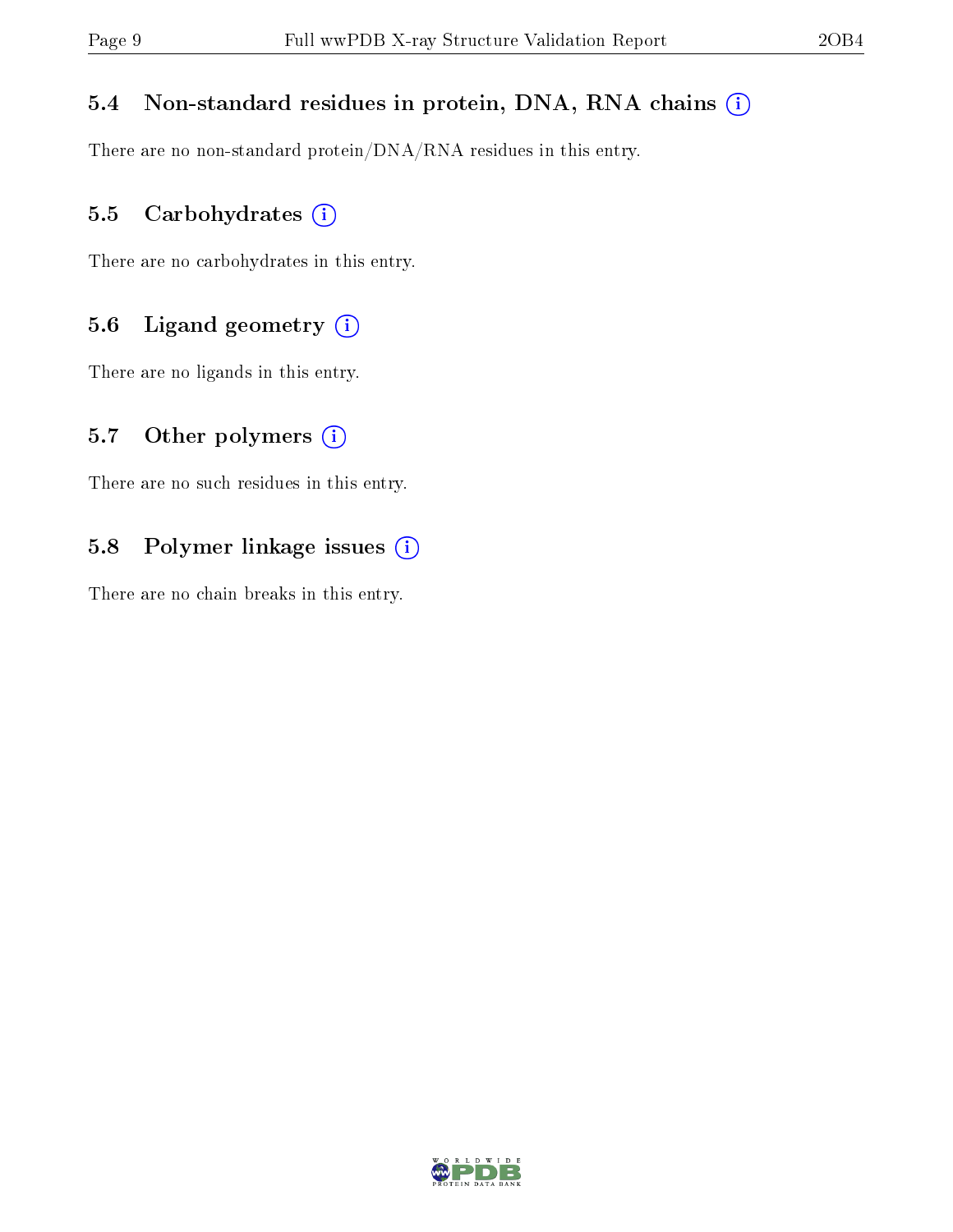### 5.4 Non-standard residues in protein, DNA, RNA chains (i)

There are no non-standard protein/DNA/RNA residues in this entry.

### 5.5 Carbohydrates (i)

There are no carbohydrates in this entry.

### 5.6 Ligand geometry (i)

There are no ligands in this entry.

### 5.7 Other polymers (i)

There are no such residues in this entry.

### 5.8 Polymer linkage issues (i)

There are no chain breaks in this entry.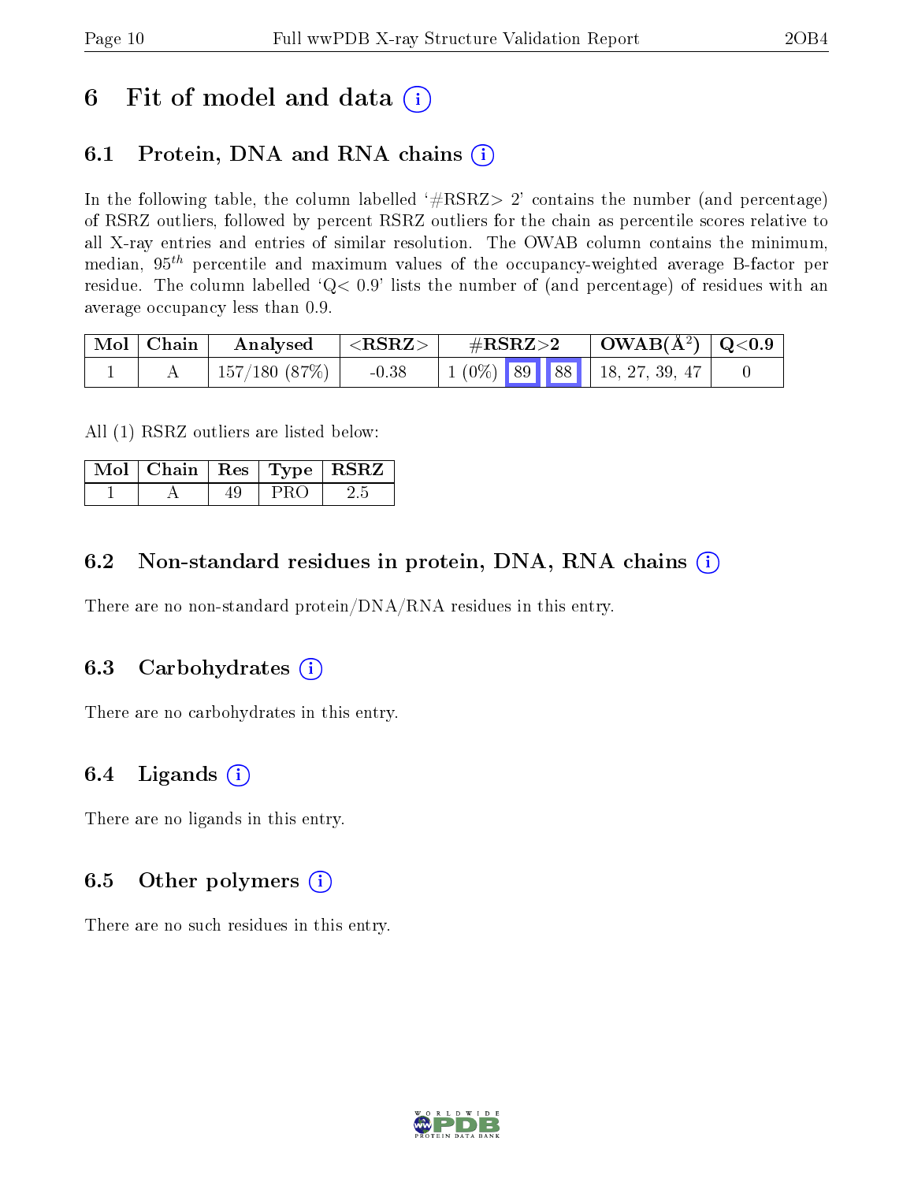# 6 Fit of model and data (i)

## 6.1 Protein, DNA and RNA chains (i)

In the following table, the column labelled '#RSRZ> 2' contains the number (and percentage) of RSRZ outliers, followed by percent RSRZ outliers for the chain as percentile scores relative to all X-ray entries and entries of similar resolution. The OWAB column contains the minimum, median, $95^{th}$ percentile and maximum values of the occupancy-weighted average B-factor per residue. The column labelled 'Q< 0.9' lists the number of (and percentage) of residues with an average occupancy less than 0.9.

| Mol | Chain | Analysed | <RSRZ> | #RSRZ>2 | | | OWAB(Å$^2$) | Q<0.9 |
|---|---|---|---|---|---|---|---|---|
| 1 | A | 157/180 (87%) | -0.38 | 1 (0%) | 89 | 88 | 18, 27, 39, 47 | 0 |

All (1) RSRZ outliers are listed below:

| Mol | Chain | Res | Type | RSRZ |
|---|---|---|---|---|
| 1 | A | 49 | PRO | 2.5 |

## 6.2 Non-standard residues in protein, DNA, RNA chains (i)

There are no non-standard protein/DNA/RNA residues in this entry.

## 6.3 Carbohydrates (i)

There are no carbohydrates in this entry.

## 6.4 Ligands (i)

There are no ligands in this entry.

## 6.5 Other polymers (i)

There are no such residues in this entry.